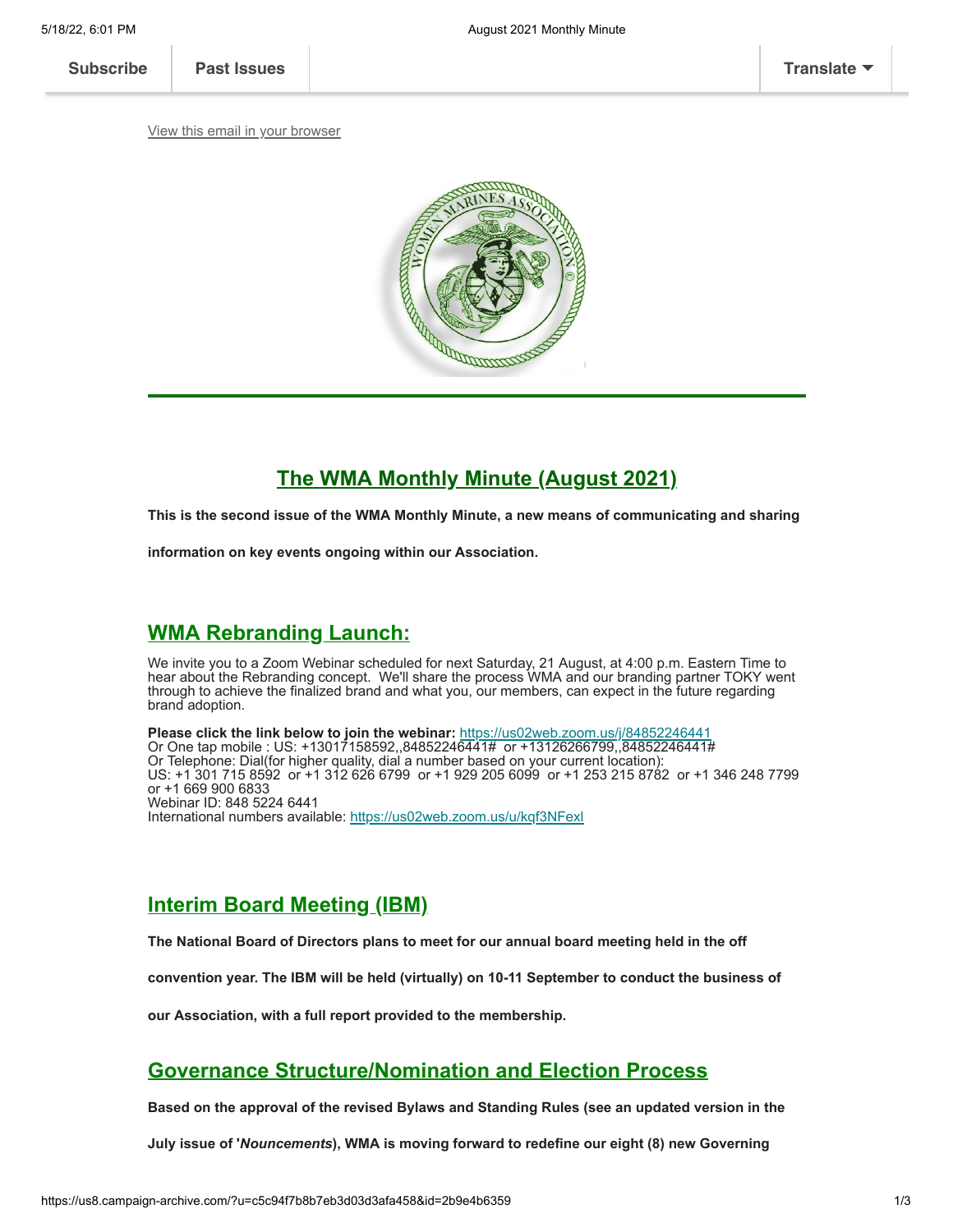Subscribe | Past Issues | Translate

View this email in your browser

## The WMA Monthly Minute (August 2021)

**This is the second issue of the WMA Monthly Minute, a new means of communicating and sharing information on key events ongoing within our Association.**

## WMA Rebranding Launch:

We invite you to a Zoom Webinar scheduled for next Saturday, 21 August, at 4:00 p.m. Eastern Time to hear about the Rebranding concept. We'll share the process WMA and our branding partner TOKY went through to achieve the finalized brand and what you, our members, can expect in the future regarding brand adoption.

**Please click the link below to join the webinar:** https://us02web.zoom.us/j/84852246441
Or One tap mobile : US: +13017158592,,84852246441# or +13126266799,,84852246441#
Or Telephone: Dial(for higher quality, dial a number based on your current location):
US: +1 301 715 8592 or +1 312 626 6799 or +1 929 205 6099 or +1 253 215 8782 or +1 346 248 7799 or +1 669 900 6833
Webinar ID: 848 5224 6441
International numbers available: https://us02web.zoom.us/u/kqf3NFexl

## Interim Board Meeting (IBM)

**The National Board of Directors plans to meet for our annual board meeting held in the off convention year. The IBM will be held (virtually) on 10-11 September to conduct the business of our Association, with a full report provided to the membership.**

## Governance Structure/Nomination and Election Process

**Based on the approval of the revised Bylaws and Standing Rules (see an updated version in the July issue of '*Nouncements*), WMA is moving forward to redefine our eight (8) new Governing**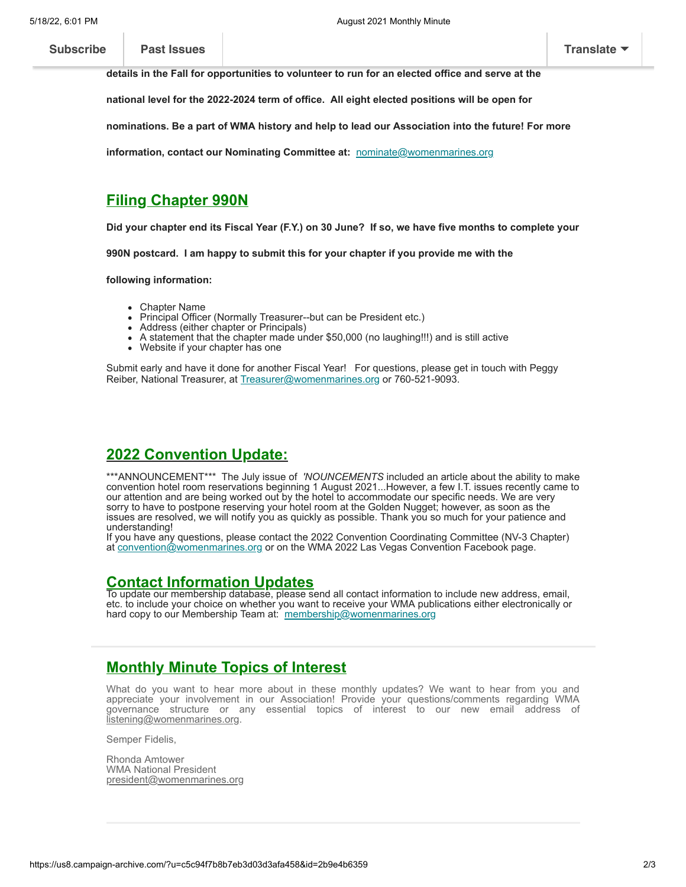**details in the Fall for opportunities to volunteer to run for an elected office and serve at the national level for the 2022-2024 term of office. All eight elected positions will be open for nominations. Be a part of WMA history and help to lead our Association into the future! For more information, contact our Nominating Committee at:** [nominate@womenmarines.org](mailto:nominate@womenmarines.org)

## Filing Chapter 990N

**Did your chapter end its Fiscal Year (F.Y.) on 30 June? If so, we have five months to complete your 990N postcard. I am happy to submit this for your chapter if you provide me with the following information:**

- Chapter Name
- Principal Officer (Normally Treasurer--but can be President etc.)
- Address (either chapter or Principals)
- A statement that the chapter made under $50,000 (no laughing!!!) and is still active
- Website if your chapter has one

Submit early and have it done for another Fiscal Year! For questions, please get in touch with Peggy Reiber, National Treasurer, at [Treasurer@womenmarines.org](mailto:Treasurer@womenmarines.org) or 760-521-9093.

## 2022 Convention Update:

\*\*\*ANNOUNCEMENT\*\*\* The July issue of *'NOUNCEMENTS* included an article about the ability to make convention hotel room reservations beginning 1 August 2021...However, a few I.T. issues recently came to our attention and are being worked out by the hotel to accommodate our specific needs. We are very sorry to have to postpone reserving your hotel room at the Golden Nugget; however, as soon as the issues are resolved, we will notify you as quickly as possible. Thank you so much for your patience and understanding!
If you have any questions, please contact the 2022 Convention Coordinating Committee (NV-3 Chapter) at [convention@womenmarines.org](mailto:convention@womenmarines.org) or on the WMA 2022 Las Vegas Convention Facebook page.

## Contact Information Updates

To update our membership database, please send all contact information to include new address, email, etc. to include your choice on whether you want to receive your WMA publications either electronically or hard copy to our Membership Team at: [membership@womenmarines.org](mailto:membership@womenmarines.org)

---

## Monthly Minute Topics of Interest

What do you want to hear more about in these monthly updates? We want to hear from you and appreciate your involvement in our Association! Provide your questions/comments regarding WMA governance structure or any essential topics of interest to our new email address of [listening@womenmarines.org](mailto:listening@womenmarines.org).

Semper Fidelis,

Rhonda Amtower
WMA National President
[president@womenmarines.org](mailto:president@womenmarines.org)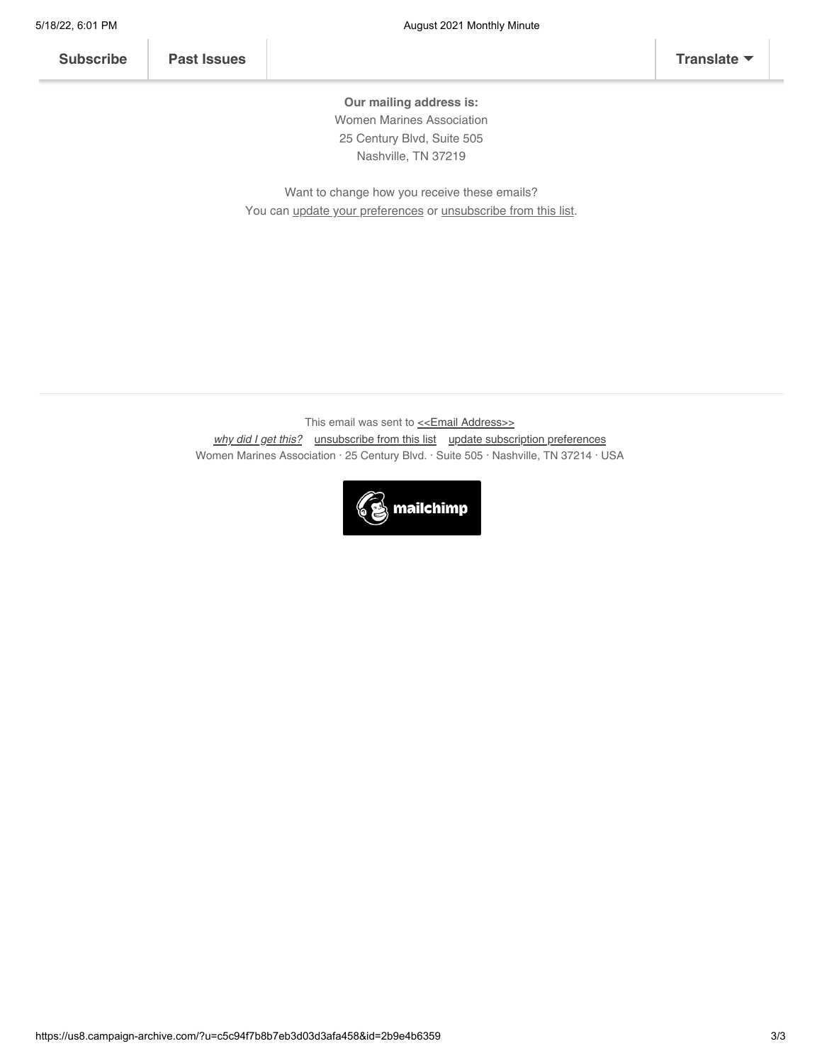Subscribe | Past Issues | Translate ▼

**Our mailing address is:**
Women Marines Association
25 Century Blvd, Suite 505
Nashville, TN 37219

Want to change how you receive these emails?
You can update your preferences or unsubscribe from this list.

This email was sent to <<Email Address>>
*why did I get this?* unsubscribe from this list update subscription preferences
Women Marines Association · 25 Century Blvd. · Suite 505 · Nashville, TN 37214 · USA

mailchimp